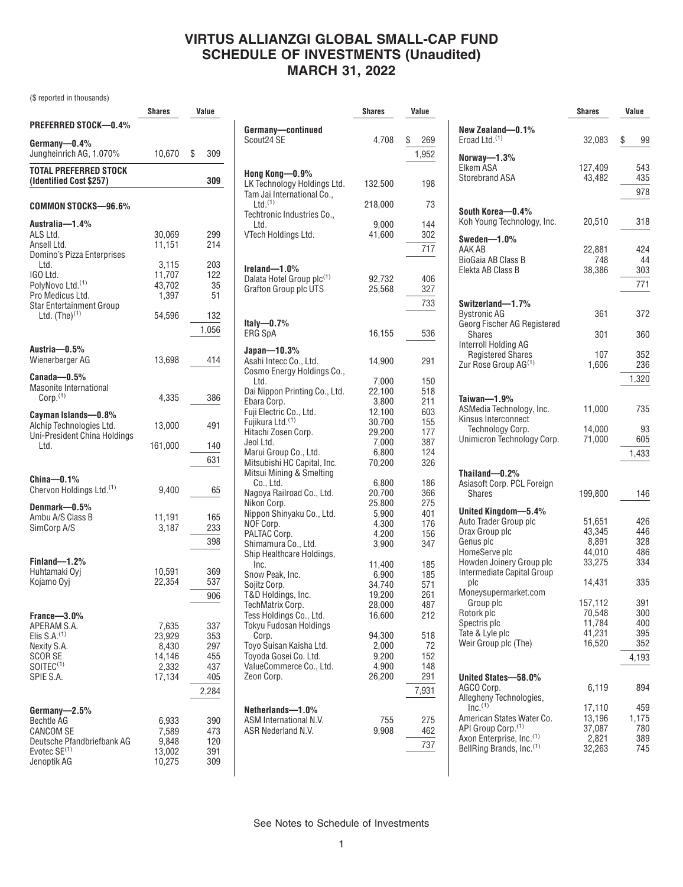# VIRTUS ALLIANZGI GLOBAL SMALL-CAP FUND
# SCHEDULE OF INVESTMENTS (Unaudited)
# MARCH 31, 2022

($ reported in thousands)

| | Shares | Value |
|---|---|---|
| **PREFERRED STOCK—0.4%** | | |
| **Germany—0.4%** | | |
| Jungheinrich AG, 1.070% | 10,670 | $ 309 |
| **TOTAL PREFERRED STOCK (Identified Cost $257)** | | **309** |
| **COMMON STOCKS—96.6%** | | |
| **Australia—1.4%** | | |
| ALS Ltd. | 30,069 | 299 |
| Ansell Ltd. | 11,151 | 214 |
| Domino's Pizza Enterprises Ltd. | 3,115 | 203 |
| IGO Ltd. | 11,707 | 122 |
| PolyNovo Ltd.[(1)] | 43,702 | 35 |
| Pro Medicus Ltd. | 1,397 | 51 |
| Star Entertainment Group Ltd. (The)[(1)] | 54,596 | 132 |
| | | 1,056 |
| **Austria—0.5%** | | |
| Wienerberger AG | 13,698 | 414 |
| **Canada—0.5%** | | |
| Masonite International Corp.[(1)] | 4,335 | 386 |
| **Cayman Islands—0.8%** | | |
| Alchip Technologies Ltd. | 13,000 | 491 |
| Uni-President China Holdings Ltd. | 161,000 | 140 |
| | | 631 |
| **China—0.1%** | | |
| Chervon Holdings Ltd.[(1)] | 9,400 | 65 |
| **Denmark—0.5%** | | |
| Ambu A/S Class B | 11,191 | 165 |
| SimCorp A/S | 3,187 | 233 |
| | | 398 |
| **Finland—1.2%** | | |
| Huhtamaki Oyj | 10,591 | 369 |
| Kojamo Oyj | 22,354 | 537 |
| | | 906 |
| **France—3.0%** | | |
| APERAM S.A. | 7,635 | 337 |
| Elis S.A.[(1)] | 23,929 | 353 |
| Nexity S.A. | 8,430 | 297 |
| SCOR SE | 14,146 | 455 |
| SOITEC[(1)] | 2,332 | 437 |
| SPIE S.A. | 17,134 | 405 |
| | | 2,284 |
| **Germany—2.5%** | | |
| Bechtle AG | 6,933 | 390 |
| CANCOM SE | 7,589 | 473 |
| Deutsche Pfandbriefbank AG | 9,848 | 120 |
| Evotec SE[(1)] | 13,002 | 391 |
| Jenoptik AG | 10,275 | 309 |
| **Germany—continued** | | |
| Scout24 SE | 4,708 | $ 269 |
| | | 1,952 |
| **Hong Kong—0.9%** | | |
| LK Technology Holdings Ltd. | 132,500 | 198 |
| Tam Jai International Co., Ltd.[(1)] | 218,000 | 73 |
| Techtronic Industries Co., Ltd. | 9,000 | 144 |
| VTech Holdings Ltd. | 41,600 | 302 |
| | | 717 |
| **Ireland—1.0%** | | |
| Dalata Hotel Group plc[(1)] | 92,732 | 406 |
| Grafton Group plc UTS | 25,568 | 327 |
| | | 733 |
| **Italy—0.7%** | | |
| ERG SpA | 16,155 | 536 |
| **Japan—10.3%** | | |
| Asahi Intecc Co., Ltd. | 14,900 | 291 |
| Cosmo Energy Holdings Co., Ltd. | 7,000 | 150 |
| Dai Nippon Printing Co., Ltd. | 22,100 | 518 |
| Ebara Corp. | 3,800 | 211 |
| Fuji Electric Co., Ltd. | 12,100 | 603 |
| Fujikura Ltd.[(1)] | 30,700 | 155 |
| Hitachi Zosen Corp. | 29,200 | 177 |
| Jeol Ltd. | 7,000 | 387 |
| Marui Group Co., Ltd. | 6,800 | 124 |
| Mitsubishi HC Capital, Inc. | 70,200 | 326 |
| Mitsui Mining & Smelting Co., Ltd. | 6,800 | 186 |
| Nagoya Railroad Co., Ltd. | 20,700 | 366 |
| Nikon Corp. | 25,800 | 275 |
| Nippon Shinyaku Co., Ltd. | 5,900 | 401 |
| NOF Corp. | 4,300 | 176 |
| PALTAC Corp. | 4,200 | 156 |
| Shimamura Co., Ltd. | 3,900 | 347 |
| Ship Healthcare Holdings, Inc. | 11,400 | 185 |
| Snow Peak, Inc. | 6,900 | 185 |
| Sojitz Corp. | 34,740 | 571 |
| T&D Holdings, Inc. | 19,200 | 261 |
| TechMatrix Corp. | 28,000 | 487 |
| Tess Holdings Co., Ltd. | 16,600 | 212 |
| Tokyu Fudosan Holdings Corp. | 94,300 | 518 |
| Toyo Suisan Kaisha Ltd. | 2,000 | 72 |
| Toyoda Gosei Co. Ltd. | 9,200 | 152 |
| ValueCommerce Co., Ltd. | 4,900 | 148 |
| Zeon Corp. | 26,200 | 291 |
| | | 7,931 |
| **Netherlands—1.0%** | | |
| ASM International N.V. | 755 | 275 |
| ASR Nederland N.V. | 9,908 | 462 |
| | | 737 |
| **New Zealand—0.1%** | | |
| Eroad Ltd.[(1)] | 32,083 | $ 99 |
| **Norway—1.3%** | | |
| Elkem ASA | 127,409 | 543 |
| Storebrand ASA | 43,482 | 435 |
| | | 978 |
| **South Korea—0.4%** | | |
| Koh Young Technology, Inc. | 20,510 | 318 |
| **Sweden—1.0%** | | |
| AAK AB | 22,881 | 424 |
| BioGaia AB Class B | 748 | 44 |
| Elekta AB Class B | 38,386 | 303 |
| | | 771 |
| **Switzerland—1.7%** | | |
| Bystronic AG | 361 | 372 |
| Georg Fischer AG Registered Shares | 301 | 360 |
| Interroll Holding AG Registered Shares | 107 | 352 |
| Zur Rose Group AG[(1)] | 1,606 | 236 |
| | | 1,320 |
| **Taiwan—1.9%** | | |
| ASMedia Technology, Inc. | 11,000 | 735 |
| Kinsus Interconnect Technology Corp. | 14,000 | 93 |
| Unimicron Technology Corp. | 71,000 | 605 |
| | | 1,433 |
| **Thailand—0.2%** | | |
| Asiasoft Corp. PCL Foreign Shares | 199,800 | 146 |
| **United Kingdom—5.4%** | | |
| Auto Trader Group plc | 51,651 | 426 |
| Drax Group plc | 43,345 | 446 |
| Genus plc | 8,891 | 328 |
| HomeServe plc | 44,010 | 486 |
| Howden Joinery Group plc | 33,275 | 334 |
| Intermediate Capital Group plc | 14,431 | 335 |
| Moneysupermarket.com Group plc | 157,112 | 391 |
| Rotork plc | 70,548 | 300 |
| Spectris plc | 11,784 | 400 |
| Tate & Lyle plc | 41,231 | 395 |
| Weir Group plc (The) | 16,520 | 352 |
| | | 4,193 |
| **United States—58.0%** | | |
| AGCO Corp. | 6,119 | 894 |
| Allegheny Technologies, Inc.[(1)] | 17,110 | 459 |
| American States Water Co. | 13,196 | 1,175 |
| API Group Corp.[(1)] | 37,087 | 780 |
| Axon Enterprise, Inc.[(1)] | 2,821 | 389 |
| BellRing Brands, Inc.[(1)] | 32,263 | 745 |

See Notes to Schedule of Investments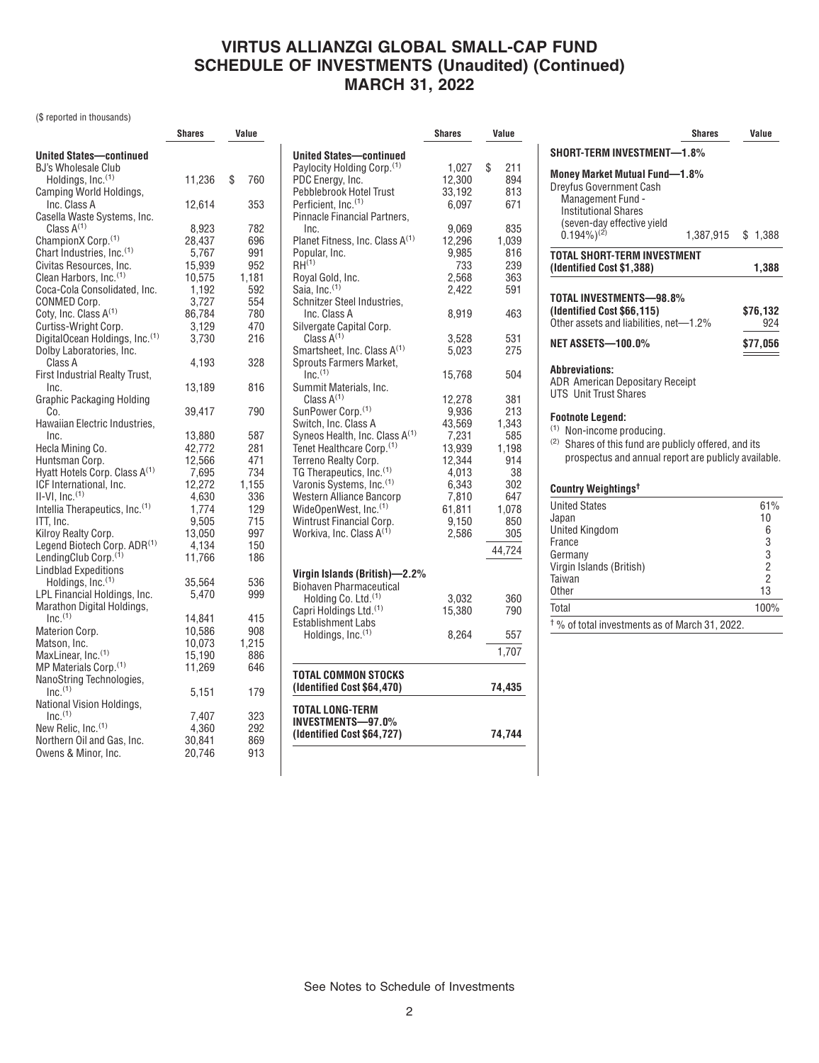# VIRTUS ALLIANZGI GLOBAL SMALL-CAP FUND
# SCHEDULE OF INVESTMENTS (Unaudited) (Continued)
# MARCH 31, 2022

($ reported in thousands)

| | Shares | Value |
|---|---|---|
| **United States—continued** | | |
| BJ's Wholesale Club Holdings, Inc.[1] | 11,236 | $ 760 |
| Camping World Holdings, Inc. Class A | 12,614 | 353 |
| Casella Waste Systems, Inc. Class A[1] | 8,923 | 782 |
| ChampionX Corp.[1] | 28,437 | 696 |
| Chart Industries, Inc.[1] | 5,767 | 991 |
| Civitas Resources, Inc. | 15,939 | 952 |
| Clean Harbors, Inc.[1] | 10,575 | 1,181 |
| Coca-Cola Consolidated, Inc. | 1,192 | 592 |
| CONMED Corp. | 3,727 | 554 |
| Coty, Inc. Class A[1] | 86,784 | 780 |
| Curtiss-Wright Corp. | 3,129 | 470 |
| DigitalOcean Holdings, Inc.[1] | 3,730 | 216 |
| Dolby Laboratories, Inc. Class A | 4,193 | 328 |
| First Industrial Realty Trust, Inc. | 13,189 | 816 |
| Graphic Packaging Holding Co. | 39,417 | 790 |
| Hawaiian Electric Industries, Inc. | 13,880 | 587 |
| Hecla Mining Co. | 42,772 | 281 |
| Huntsman Corp. | 12,566 | 471 |
| Hyatt Hotels Corp. Class A[1] | 7,695 | 734 |
| ICF International, Inc. | 12,272 | 1,155 |
| II-VI, Inc.[1] | 4,630 | 336 |
| Intellia Therapeutics, Inc.[1] | 1,774 | 129 |
| ITT, Inc. | 9,505 | 715 |
| Kilroy Realty Corp. | 13,050 | 997 |
| Legend Biotech Corp. ADR[1] | 4,134 | 150 |
| LendingClub Corp.[1] | 11,766 | 186 |
| Lindblad Expeditions Holdings, Inc.[1] | 35,564 | 536 |
| LPL Financial Holdings, Inc. | 5,470 | 999 |
| Marathon Digital Holdings, Inc.[1] | 14,841 | 415 |
| Materion Corp. | 10,586 | 908 |
| Matson, Inc. | 10,073 | 1,215 |
| MaxLinear, Inc.[1] | 15,190 | 886 |
| MP Materials Corp.[1] | 11,269 | 646 |
| NanoString Technologies, Inc.[1] | 5,151 | 179 |
| National Vision Holdings, Inc.[1] | 7,407 | 323 |
| New Relic, Inc.[1] | 4,360 | 292 |
| Northern Oil and Gas, Inc. | 30,841 | 869 |
| Owens & Minor, Inc. | 20,746 | 913 |
| Paylocity Holding Corp.[1] | 1,027 | $ 211 |
| PDC Energy, Inc. | 12,300 | 894 |
| Pebblebrook Hotel Trust | 33,192 | 813 |
| Perficient, Inc.[1] | 6,097 | 671 |
| Pinnacle Financial Partners, Inc. | 9,069 | 835 |
| Planet Fitness, Inc. Class A[1] | 12,296 | 1,039 |
| Popular, Inc. | 9,985 | 816 |
| RH[1] | 733 | 239 |
| Royal Gold, Inc. | 2,568 | 363 |
| Saia, Inc.[1] | 2,422 | 591 |
| Schnitzer Steel Industries, Inc. Class A | 8,919 | 463 |
| Silvergate Capital Corp. Class A[1] | 3,528 | 531 |
| Smartsheet, Inc. Class A[1] | 5,023 | 275 |
| Sprouts Farmers Market, Inc.[1] | 15,768 | 504 |
| Summit Materials, Inc. Class A[1] | 12,278 | 381 |
| SunPower Corp.[1] | 9,936 | 213 |
| Switch, Inc. Class A | 43,569 | 1,343 |
| Syneos Health, Inc. Class A[1] | 7,231 | 585 |
| Tenet Healthcare Corp.[1] | 13,939 | 1,198 |
| Terreno Realty Corp. | 12,344 | 914 |
| TG Therapeutics, Inc.[1] | 4,013 | 38 |
| Varonis Systems, Inc.[1] | 6,343 | 302 |
| Western Alliance Bancorp | 7,810 | 647 |
| WideOpenWest, Inc.[1] | 61,811 | 1,078 |
| Wintrust Financial Corp. | 9,150 | 850 |
| Workiva, Inc. Class A[1] | 2,586 | 305 |
| | | 44,724 |
| **Virgin Islands (British)—2.2%** | | |
| Biohaven Pharmaceutical Holding Co. Ltd.[1] | 3,032 | 360 |
| Capri Holdings Ltd.[1] | 15,380 | 790 |
| Establishment Labs Holdings, Inc.[1] | 8,264 | 557 |
| | | 1,707 |
| **TOTAL COMMON STOCKS (Identified Cost $64,470)** | | **74,435** |
| **TOTAL LONG-TERM INVESTMENTS—97.0% (Identified Cost $64,727)** | | **74,744** |
| **SHORT-TERM INVESTMENT—1.8%** | | |
| **Money Market Mutual Fund—1.8%** | | |
| Dreyfus Government Cash Management Fund - Institutional Shares (seven-day effective yield 0.194%)[2] | 1,387,915 | $ 1,388 |
| **TOTAL SHORT-TERM INVESTMENT (Identified Cost $1,388)** | | **1,388** |
| **TOTAL INVESTMENTS—98.8% (Identified Cost $66,115)** | | **$76,132** |
| Other assets and liabilities, net—1.2% | | 924 |
| **NET ASSETS—100.0%** | | **$77,056** |

**Abbreviations:**
ADR American Depositary Receipt
UTS Unit Trust Shares

**Footnote Legend:**
[1] Non-income producing.
[2] Shares of this fund are publicly offered, and its prospectus and annual report are publicly available.

**Country Weightings†**

| | |
|---|---|
| United States | 61% |
| Japan | 10 |
| United Kingdom | 6 |
| France | 3 |
| Germany | 3 |
| Virgin Islands (British) | 2 |
| Taiwan | 2 |
| Other | 13 |
| Total | 100% |

† % of total investments as of March 31, 2022.

See Notes to Schedule of Investments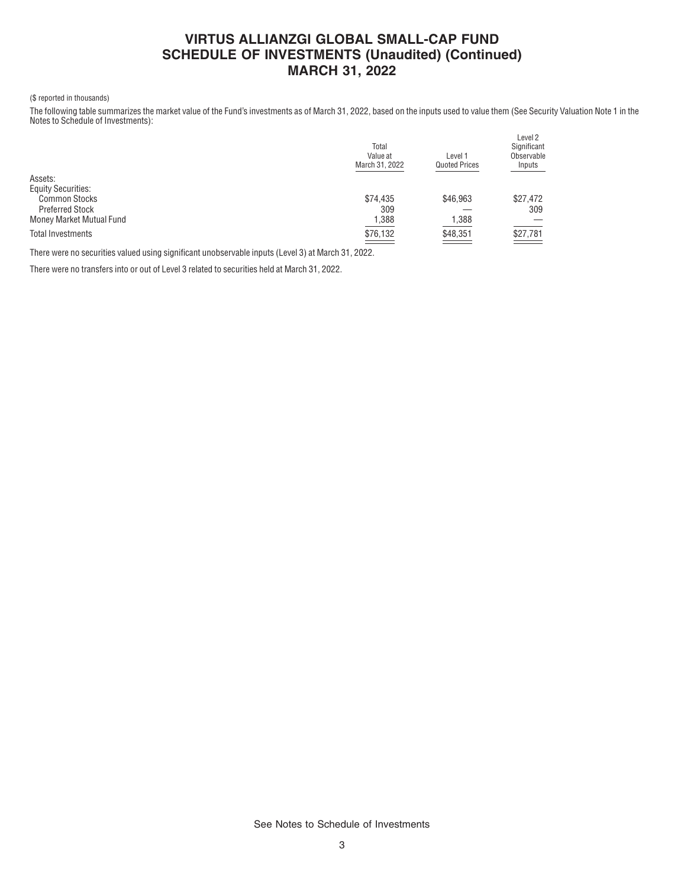# VIRTUS ALLIANZGI GLOBAL SMALL-CAP FUND
## SCHEDULE OF INVESTMENTS (Unaudited) (Continued)
## MARCH 31, 2022

($ reported in thousands)

The following table summarizes the market value of the Fund's investments as of March 31, 2022, based on the inputs used to value them (See Security Valuation Note 1 in the Notes to Schedule of Investments):

| | Total Value at March 31, 2022 | Level 1 Quoted Prices | Level 2 Significant Observable Inputs |
|---|---|---|---|
| Assets: | | | |
| Equity Securities: | | | |
| Common Stocks | $74,435 | $46,963 | $27,472 |
| Preferred Stock | 309 | — | 309 |
| Money Market Mutual Fund | 1,388 | 1,388 | — |
| Total Investments | $76,132 | $48,351 | $27,781 |

There were no securities valued using significant unobservable inputs (Level 3) at March 31, 2022.

There were no transfers into or out of Level 3 related to securities held at March 31, 2022.

See Notes to Schedule of Investments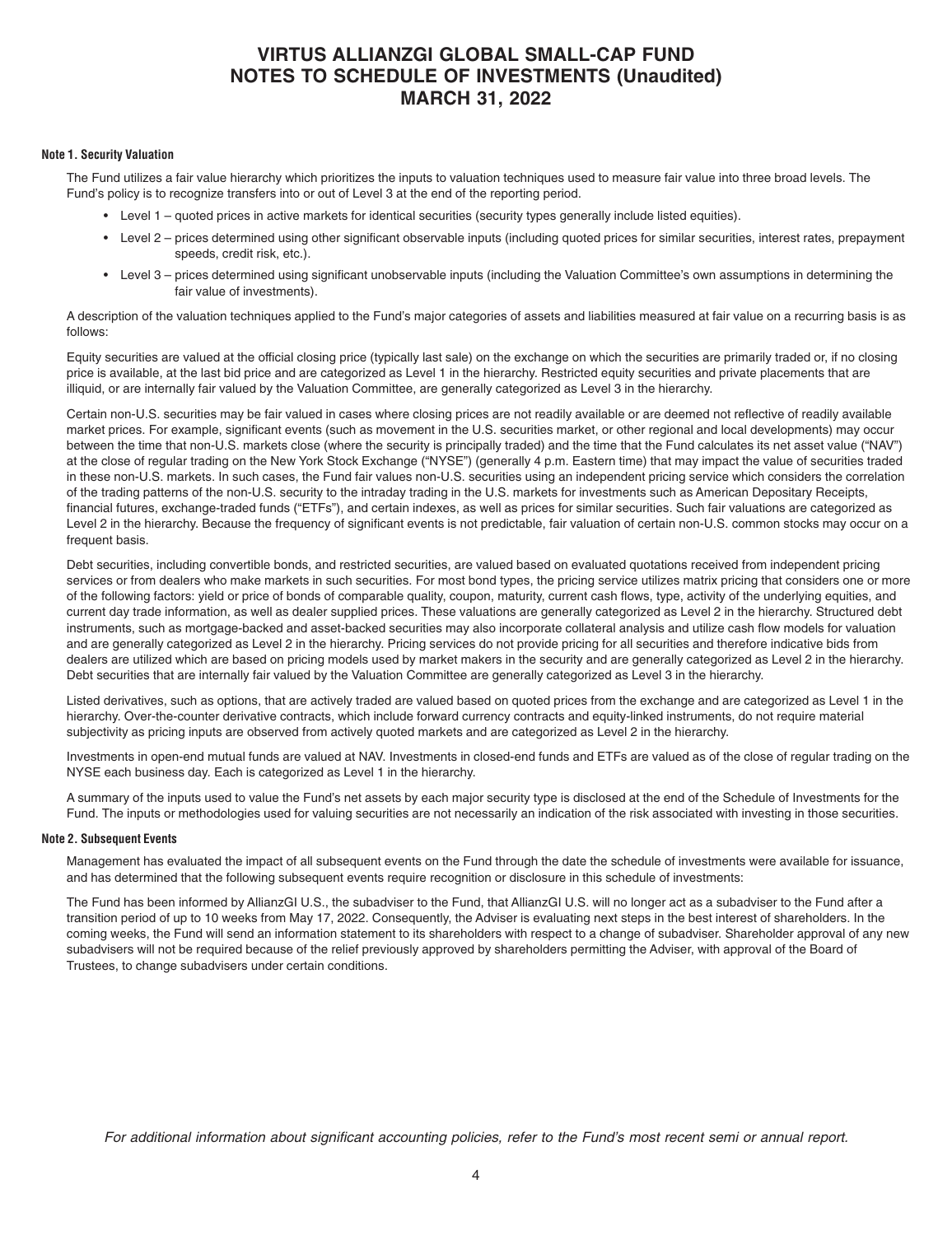# VIRTUS ALLIANZGI GLOBAL SMALL-CAP FUND
# NOTES TO SCHEDULE OF INVESTMENTS (Unaudited)
# MARCH 31, 2022

**Note 1. Security Valuation**

The Fund utilizes a fair value hierarchy which prioritizes the inputs to valuation techniques used to measure fair value into three broad levels. The Fund's policy is to recognize transfers into or out of Level 3 at the end of the reporting period.

- Level 1 – quoted prices in active markets for identical securities (security types generally include listed equities).
- Level 2 – prices determined using other significant observable inputs (including quoted prices for similar securities, interest rates, prepayment speeds, credit risk, etc.).
- Level 3 – prices determined using significant unobservable inputs (including the Valuation Committee's own assumptions in determining the fair value of investments).

A description of the valuation techniques applied to the Fund's major categories of assets and liabilities measured at fair value on a recurring basis is as follows:

Equity securities are valued at the official closing price (typically last sale) on the exchange on which the securities are primarily traded or, if no closing price is available, at the last bid price and are categorized as Level 1 in the hierarchy. Restricted equity securities and private placements that are illiquid, or are internally fair valued by the Valuation Committee, are generally categorized as Level 3 in the hierarchy.

Certain non-U.S. securities may be fair valued in cases where closing prices are not readily available or are deemed not reflective of readily available market prices. For example, significant events (such as movement in the U.S. securities market, or other regional and local developments) may occur between the time that non-U.S. markets close (where the security is principally traded) and the time that the Fund calculates its net asset value ("NAV") at the close of regular trading on the New York Stock Exchange ("NYSE") (generally 4 p.m. Eastern time) that may impact the value of securities traded in these non-U.S. markets. In such cases, the Fund fair values non-U.S. securities using an independent pricing service which considers the correlation of the trading patterns of the non-U.S. security to the intraday trading in the U.S. markets for investments such as American Depositary Receipts, financial futures, exchange-traded funds ("ETFs"), and certain indexes, as well as prices for similar securities. Such fair valuations are categorized as Level 2 in the hierarchy. Because the frequency of significant events is not predictable, fair valuation of certain non-U.S. common stocks may occur on a frequent basis.

Debt securities, including convertible bonds, and restricted securities, are valued based on evaluated quotations received from independent pricing services or from dealers who make markets in such securities. For most bond types, the pricing service utilizes matrix pricing that considers one or more of the following factors: yield or price of bonds of comparable quality, coupon, maturity, current cash flows, type, activity of the underlying equities, and current day trade information, as well as dealer supplied prices. These valuations are generally categorized as Level 2 in the hierarchy. Structured debt instruments, such as mortgage-backed and asset-backed securities may also incorporate collateral analysis and utilize cash flow models for valuation and are generally categorized as Level 2 in the hierarchy. Pricing services do not provide pricing for all securities and therefore indicative bids from dealers are utilized which are based on pricing models used by market makers in the security and are generally categorized as Level 2 in the hierarchy. Debt securities that are internally fair valued by the Valuation Committee are generally categorized as Level 3 in the hierarchy.

Listed derivatives, such as options, that are actively traded are valued based on quoted prices from the exchange and are categorized as Level 1 in the hierarchy. Over-the-counter derivative contracts, which include forward currency contracts and equity-linked instruments, do not require material subjectivity as pricing inputs are observed from actively quoted markets and are categorized as Level 2 in the hierarchy.

Investments in open-end mutual funds are valued at NAV. Investments in closed-end funds and ETFs are valued as of the close of regular trading on the NYSE each business day. Each is categorized as Level 1 in the hierarchy.

A summary of the inputs used to value the Fund's net assets by each major security type is disclosed at the end of the Schedule of Investments for the Fund. The inputs or methodologies used for valuing securities are not necessarily an indication of the risk associated with investing in those securities.

**Note 2. Subsequent Events**

Management has evaluated the impact of all subsequent events on the Fund through the date the schedule of investments were available for issuance, and has determined that the following subsequent events require recognition or disclosure in this schedule of investments:

The Fund has been informed by AllianzGI U.S., the subadviser to the Fund, that AllianzGI U.S. will no longer act as a subadviser to the Fund after a transition period of up to 10 weeks from May 17, 2022. Consequently, the Adviser is evaluating next steps in the best interest of shareholders. In the coming weeks, the Fund will send an information statement to its shareholders with respect to a change of subadviser. Shareholder approval of any new subadvisers will not be required because of the relief previously approved by shareholders permitting the Adviser, with approval of the Board of Trustees, to change subadvisers under certain conditions.

*For additional information about significant accounting policies, refer to the Fund's most recent semi or annual report.*